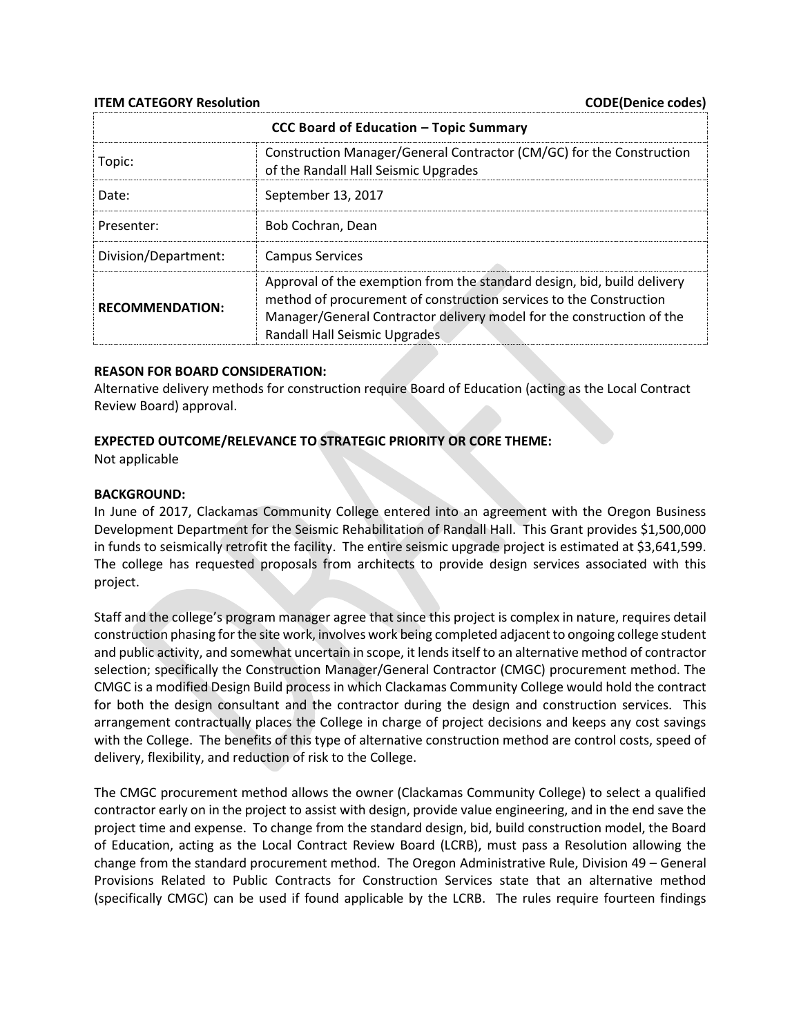**ITEM CATEGORY Resolution** **CODE(Denice codes)**

| CCC Board of Education – Topic Summary | |
|---|---|
| Topic: | Construction Manager/General Contractor (CM/GC) for the Construction of the Randall Hall Seismic Upgrades |
| Date: | September 13, 2017 |
| Presenter: | Bob Cochran, Dean |
| Division/Department: | Campus Services |
| **RECOMMENDATION:** | Approval of the exemption from the standard design, bid, build delivery method of procurement of construction services to the Construction Manager/General Contractor delivery model for the construction of the Randall Hall Seismic Upgrades |

**REASON FOR BOARD CONSIDERATION:**
Alternative delivery methods for construction require Board of Education (acting as the Local Contract Review Board) approval.

**EXPECTED OUTCOME/RELEVANCE TO STRATEGIC PRIORITY OR CORE THEME:**
Not applicable

**BACKGROUND:**
In June of 2017, Clackamas Community College entered into an agreement with the Oregon Business Development Department for the Seismic Rehabilitation of Randall Hall. This Grant provides $1,500,000 in funds to seismically retrofit the facility. The entire seismic upgrade project is estimated at $3,641,599. The college has requested proposals from architects to provide design services associated with this project.

Staff and the college's program manager agree that since this project is complex in nature, requires detail construction phasing for the site work, involves work being completed adjacent to ongoing college student and public activity, and somewhat uncertain in scope, it lends itself to an alternative method of contractor selection; specifically the Construction Manager/General Contractor (CMGC) procurement method. The CMGC is a modified Design Build process in which Clackamas Community College would hold the contract for both the design consultant and the contractor during the design and construction services. This arrangement contractually places the College in charge of project decisions and keeps any cost savings with the College. The benefits of this type of alternative construction method are control costs, speed of delivery, flexibility, and reduction of risk to the College.

The CMGC procurement method allows the owner (Clackamas Community College) to select a qualified contractor early on in the project to assist with design, provide value engineering, and in the end save the project time and expense. To change from the standard design, bid, build construction model, the Board of Education, acting as the Local Contract Review Board (LCRB), must pass a Resolution allowing the change from the standard procurement method. The Oregon Administrative Rule, Division 49 – General Provisions Related to Public Contracts for Construction Services state that an alternative method (specifically CMGC) can be used if found applicable by the LCRB. The rules require fourteen findings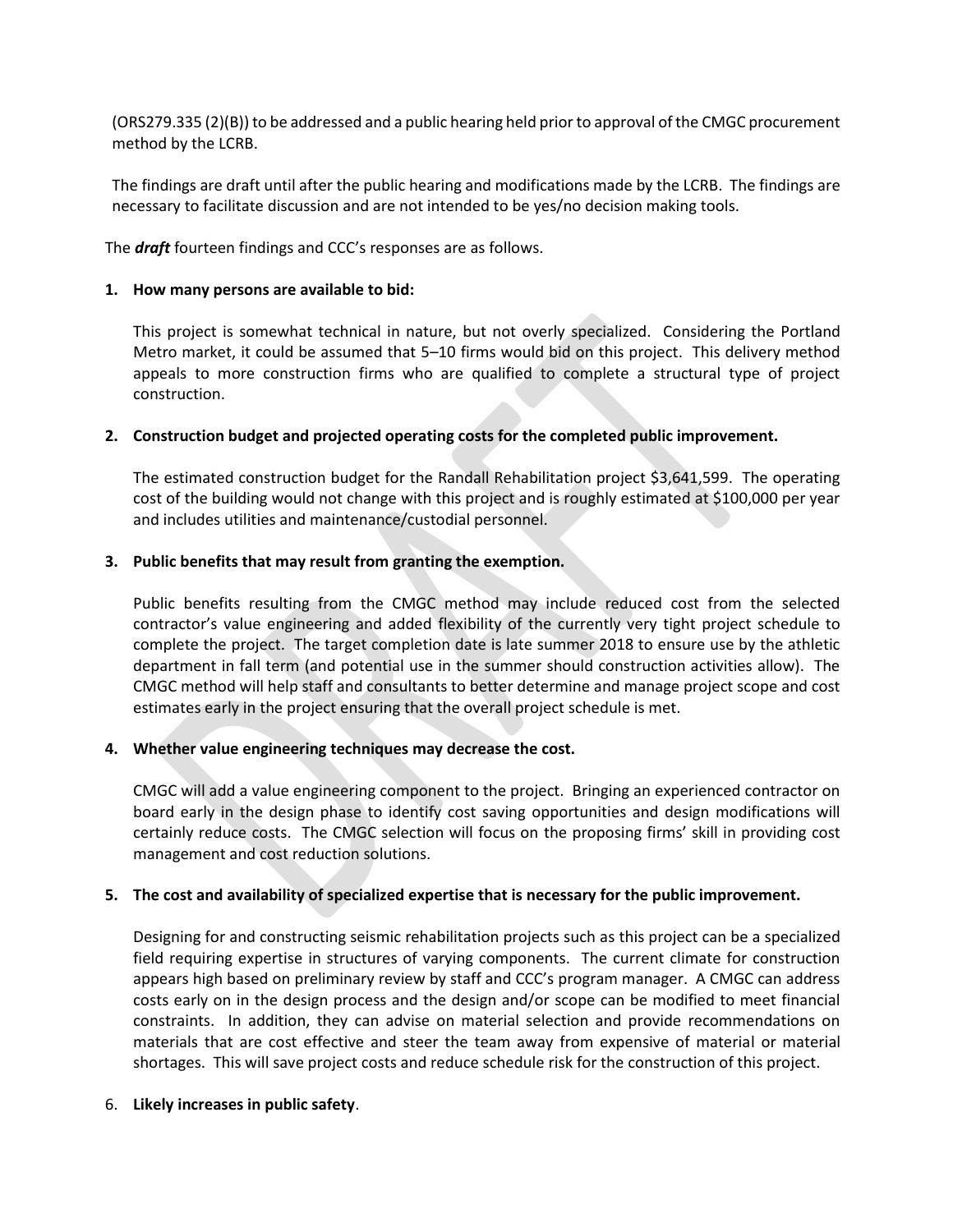(ORS279.335 (2)(B)) to be addressed and a public hearing held prior to approval of the CMGC procurement method by the LCRB.

The findings are draft until after the public hearing and modifications made by the LCRB. The findings are necessary to facilitate discussion and are not intended to be yes/no decision making tools.

The ***draft*** fourteen findings and CCC's responses are as follows.

1. **How many persons are available to bid:**

   This project is somewhat technical in nature, but not overly specialized. Considering the Portland Metro market, it could be assumed that 5–10 firms would bid on this project. This delivery method appeals to more construction firms who are qualified to complete a structural type of project construction.

2. **Construction budget and projected operating costs for the completed public improvement.**

   The estimated construction budget for the Randall Rehabilitation project $3,641,599. The operating cost of the building would not change with this project and is roughly estimated at $100,000 per year and includes utilities and maintenance/custodial personnel.

3. **Public benefits that may result from granting the exemption.**

   Public benefits resulting from the CMGC method may include reduced cost from the selected contractor's value engineering and added flexibility of the currently very tight project schedule to complete the project. The target completion date is late summer 2018 to ensure use by the athletic department in fall term (and potential use in the summer should construction activities allow). The CMGC method will help staff and consultants to better determine and manage project scope and cost estimates early in the project ensuring that the overall project schedule is met.

4. **Whether value engineering techniques may decrease the cost.**

   CMGC will add a value engineering component to the project. Bringing an experienced contractor on board early in the design phase to identify cost saving opportunities and design modifications will certainly reduce costs. The CMGC selection will focus on the proposing firms' skill in providing cost management and cost reduction solutions.

5. **The cost and availability of specialized expertise that is necessary for the public improvement.**

   Designing for and constructing seismic rehabilitation projects such as this project can be a specialized field requiring expertise in structures of varying components. The current climate for construction appears high based on preliminary review by staff and CCC's program manager. A CMGC can address costs early on in the design process and the design and/or scope can be modified to meet financial constraints. In addition, they can advise on material selection and provide recommendations on materials that are cost effective and steer the team away from expensive of material or material shortages. This will save project costs and reduce schedule risk for the construction of this project.

6. **Likely increases in public safety**.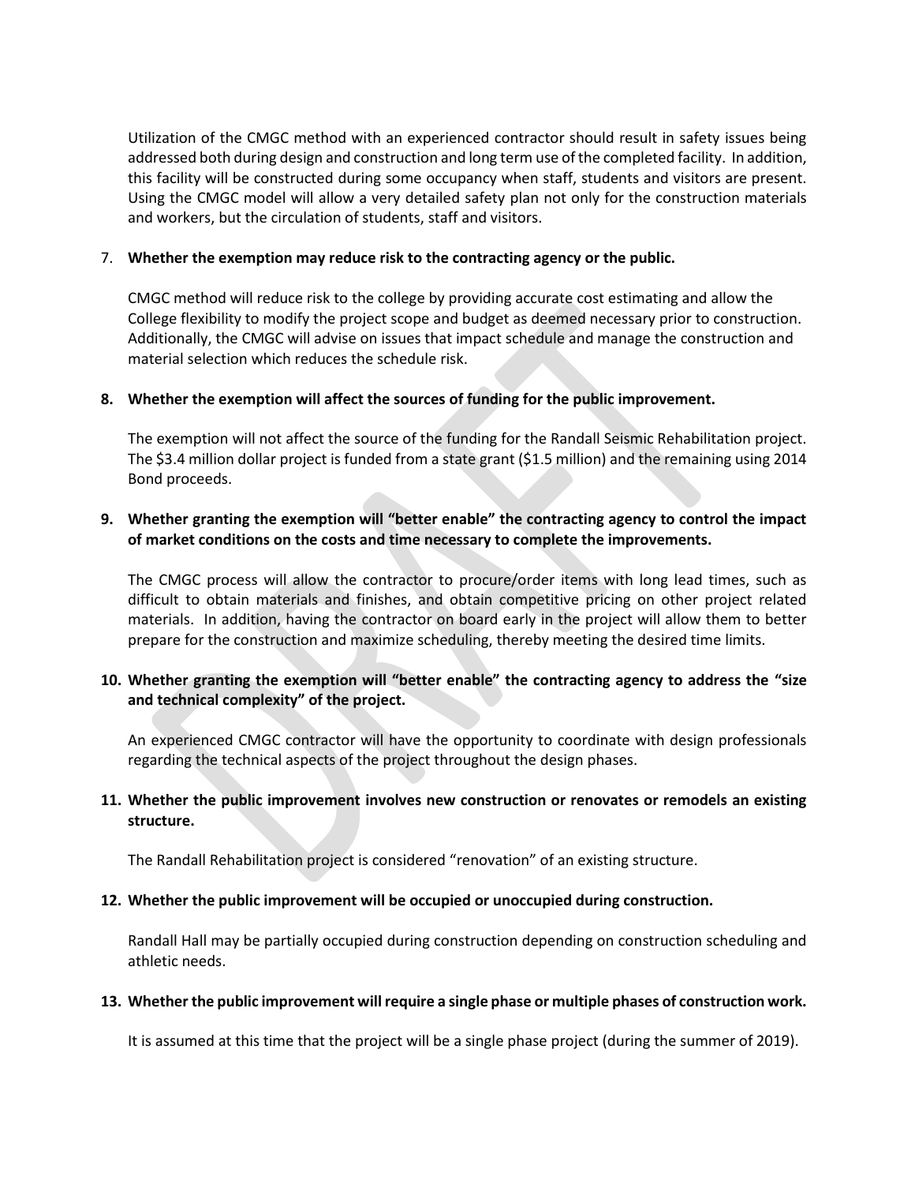Utilization of the CMGC method with an experienced contractor should result in safety issues being addressed both during design and construction and long term use of the completed facility. In addition, this facility will be constructed during some occupancy when staff, students and visitors are present. Using the CMGC model will allow a very detailed safety plan not only for the construction materials and workers, but the circulation of students, staff and visitors.

7. **Whether the exemption may reduce risk to the contracting agency or the public.**

   CMGC method will reduce risk to the college by providing accurate cost estimating and allow the College flexibility to modify the project scope and budget as deemed necessary prior to construction. Additionally, the CMGC will advise on issues that impact schedule and manage the construction and material selection which reduces the schedule risk.

8. **Whether the exemption will affect the sources of funding for the public improvement.**

   The exemption will not affect the source of the funding for the Randall Seismic Rehabilitation project. The $3.4 million dollar project is funded from a state grant ($1.5 million) and the remaining using 2014 Bond proceeds.

9. **Whether granting the exemption will "better enable" the contracting agency to control the impact of market conditions on the costs and time necessary to complete the improvements.**

   The CMGC process will allow the contractor to procure/order items with long lead times, such as difficult to obtain materials and finishes, and obtain competitive pricing on other project related materials. In addition, having the contractor on board early in the project will allow them to better prepare for the construction and maximize scheduling, thereby meeting the desired time limits.

10. **Whether granting the exemption will "better enable" the contracting agency to address the "size and technical complexity" of the project.**

    An experienced CMGC contractor will have the opportunity to coordinate with design professionals regarding the technical aspects of the project throughout the design phases.

11. **Whether the public improvement involves new construction or renovates or remodels an existing structure.**

    The Randall Rehabilitation project is considered "renovation" of an existing structure.

12. **Whether the public improvement will be occupied or unoccupied during construction.**

    Randall Hall may be partially occupied during construction depending on construction scheduling and athletic needs.

13. **Whether the public improvement will require a single phase or multiple phases of construction work.**

    It is assumed at this time that the project will be a single phase project (during the summer of 2019).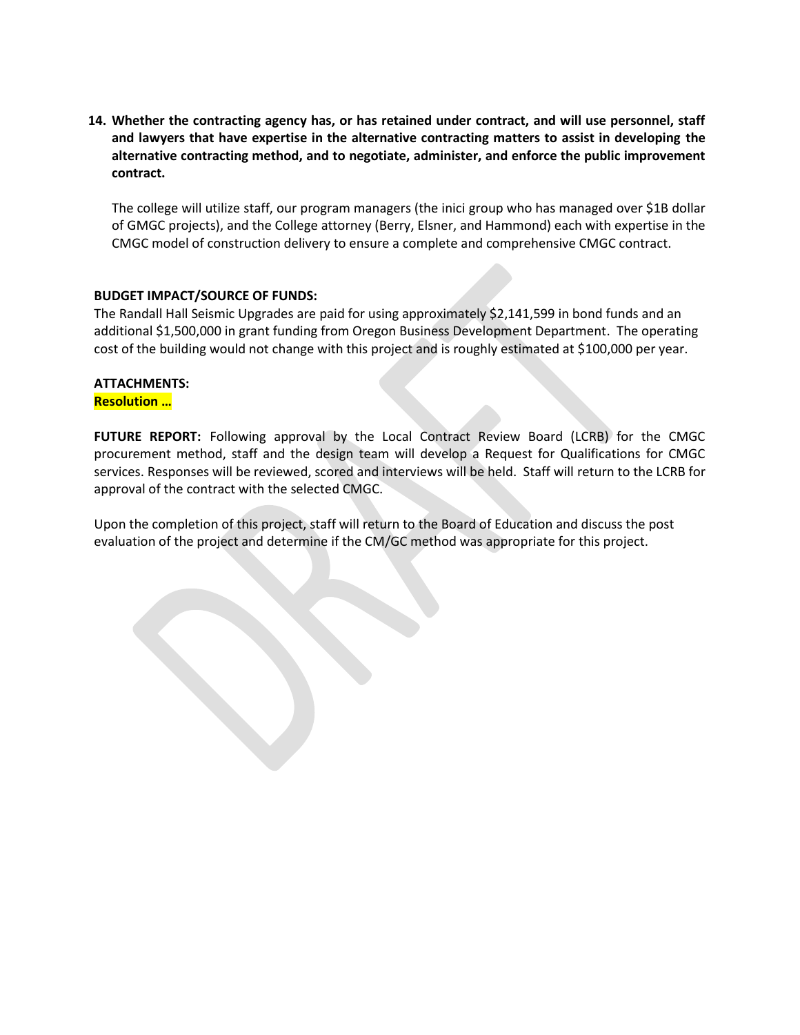**14. Whether the contracting agency has, or has retained under contract, and will use personnel, staff and lawyers that have expertise in the alternative contracting matters to assist in developing the alternative contracting method, and to negotiate, administer, and enforce the public improvement contract.**

The college will utilize staff, our program managers (the inici group who has managed over $1B dollar of GMGC projects), and the College attorney (Berry, Elsner, and Hammond) each with expertise in the CMGC model of construction delivery to ensure a complete and comprehensive CMGC contract.

**BUDGET IMPACT/SOURCE OF FUNDS:**
The Randall Hall Seismic Upgrades are paid for using approximately $2,141,599 in bond funds and an additional $1,500,000 in grant funding from Oregon Business Development Department. The operating cost of the building would not change with this project and is roughly estimated at $100,000 per year.

**ATTACHMENTS:**
**Resolution …**

**FUTURE REPORT:** Following approval by the Local Contract Review Board (LCRB) for the CMGC procurement method, staff and the design team will develop a Request for Qualifications for CMGC services. Responses will be reviewed, scored and interviews will be held. Staff will return to the LCRB for approval of the contract with the selected CMGC.

Upon the completion of this project, staff will return to the Board of Education and discuss the post evaluation of the project and determine if the CM/GC method was appropriate for this project.